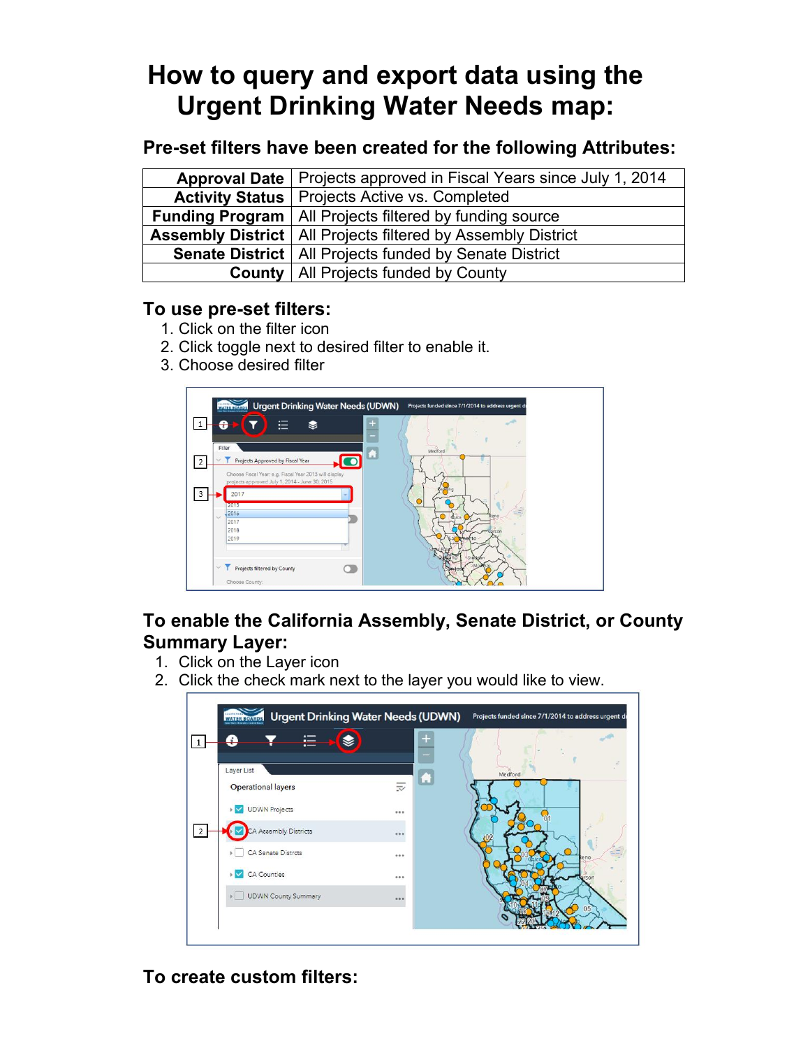# How to query and export data using the Urgent Drinking Water Needs map:

## Pre-set filters have been created for the following Attributes:

| | |
|---|---|
| **Approval Date** | Projects approved in Fiscal Years since July 1, 2014 |
| **Activity Status** | Projects Active vs. Completed |
| **Funding Program** | All Projects filtered by funding source |
| **Assembly District** | All Projects filtered by Assembly District |
| **Senate District** | All Projects funded by Senate District |
| **County** | All Projects funded by County |

### To use pre-set filters:

1. Click on the filter icon
2. Click toggle next to desired filter to enable it.
3. Choose desired filter

### To enable the California Assembly, Senate District, or County Summary Layer:

1. Click on the Layer icon
2. Click the check mark next to the layer you would like to view.

### To create custom filters: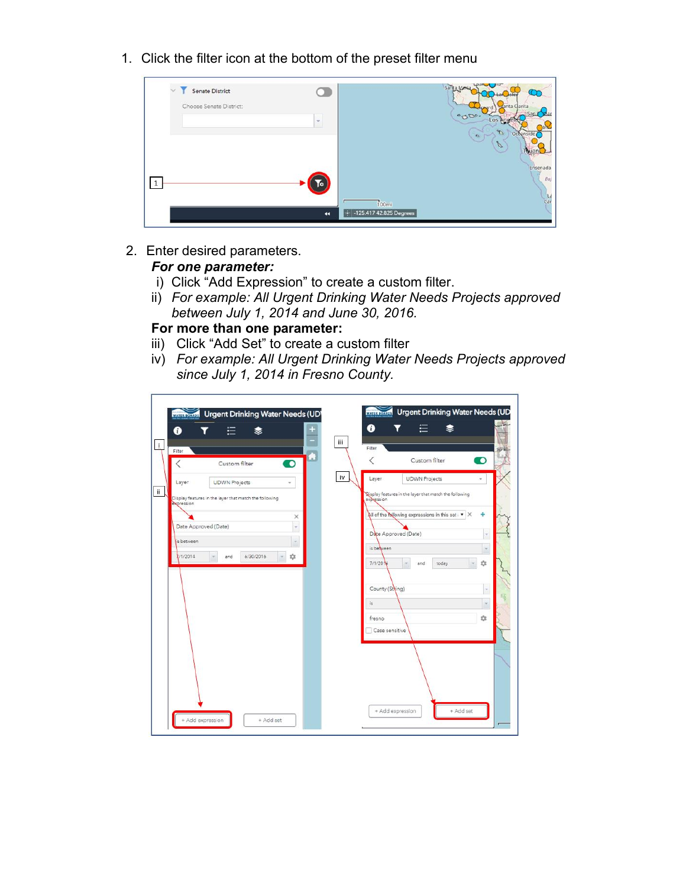1. Click the filter icon at the bottom of the preset filter menu

2. Enter desired parameters.

   ***For one parameter:***

   i) Click "Add Expression" to create a custom filter.

   ii) *For example: All Urgent Drinking Water Needs Projects approved between July 1, 2014 and June 30, 2016.*

   **For more than one parameter:**

   iii) Click "Add Set" to create a custom filter

   iv) *For example: All Urgent Drinking Water Needs Projects approved since July 1, 2014 in Fresno County.*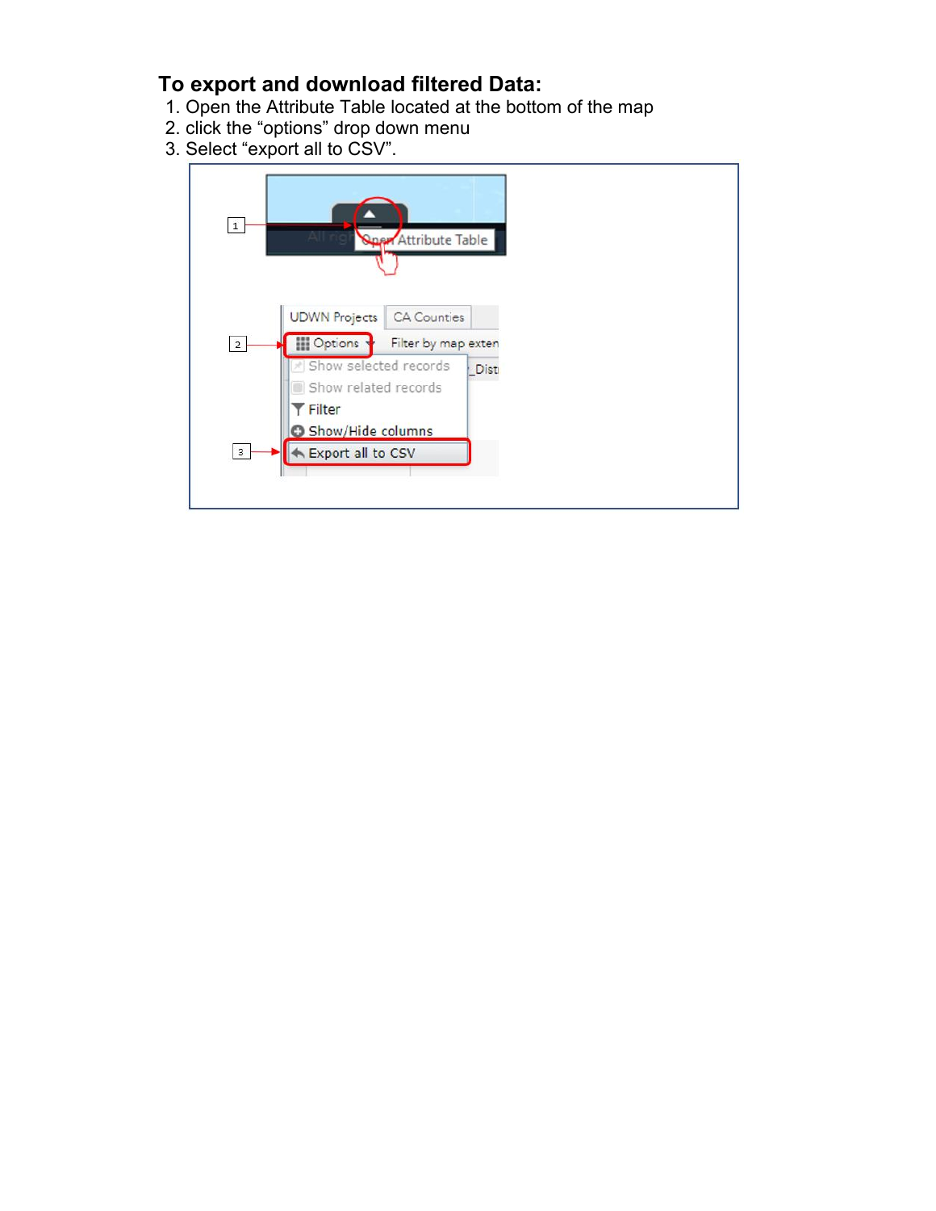**To export and download filtered Data:**

1. Open the Attribute Table located at the bottom of the map
2. click the “options” drop down menu
3. Select “export all to CSV”.